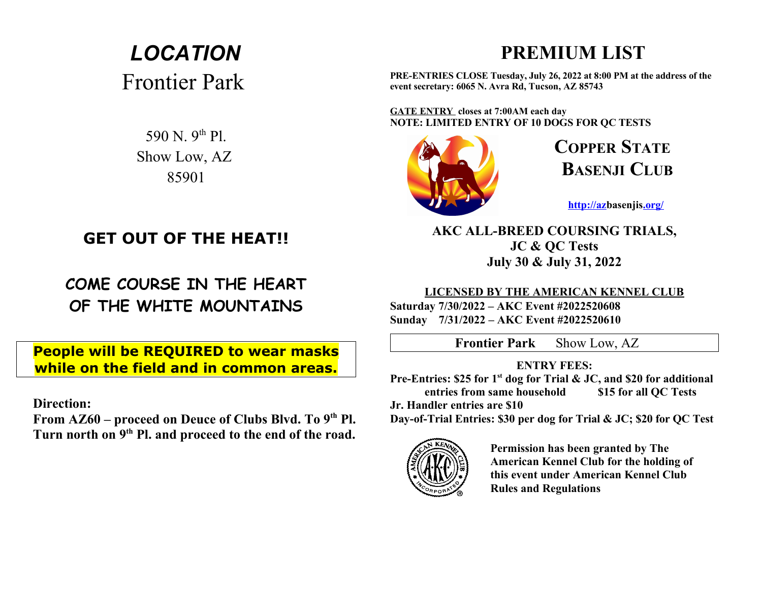# *LOCATION*

## Frontier Park

590 N. 9th Pl.
Show Low, AZ
85901

### GET OUT OF THE HEAT!!

### COME COURSE IN THE HEART OF THE WHITE MOUNTAINS

**People will be REQUIRED to wear masks while on the field and in common areas.**

**Direction:**
**From AZ60 – proceed on Deuce of Clubs Blvd. To 9th Pl. Turn north on 9th Pl. and proceed to the end of the road.**

# PREMIUM LIST

**PRE-ENTRIES CLOSE Tuesday, July 26, 2022 at 8:00 PM at the address of the event secretary: 6065 N. Avra Rd, Tucson, AZ 85743**

**GATE ENTRY closes at 7:00AM each day**
**NOTE: LIMITED ENTRY OF 10 DOGS FOR QC TESTS**

## COPPER STATE BASENJI CLUB

**http://azbasenjis.org/**

### AKC ALL-BREED COURSING TRIALS, JC & QC Tests July 30 & July 31, 2022

**LICENSED BY THE AMERICAN KENNEL CLUB**
**Saturday 7/30/2022 – AKC Event #2022520608**
**Sunday 7/31/2022 – AKC Event #2022520610**

**Frontier Park** Show Low, AZ

**ENTRY FEES:**
**Pre-Entries: $25 for 1st dog for Trial & JC, and $20 for additional entries from same household $15 for all QC Tests**
**Jr. Handler entries are $10**
**Day-of-Trial Entries: $30 per dog for Trial & JC; $20 for QC Test**

**Permission has been granted by The American Kennel Club for the holding of this event under American Kennel Club Rules and Regulations**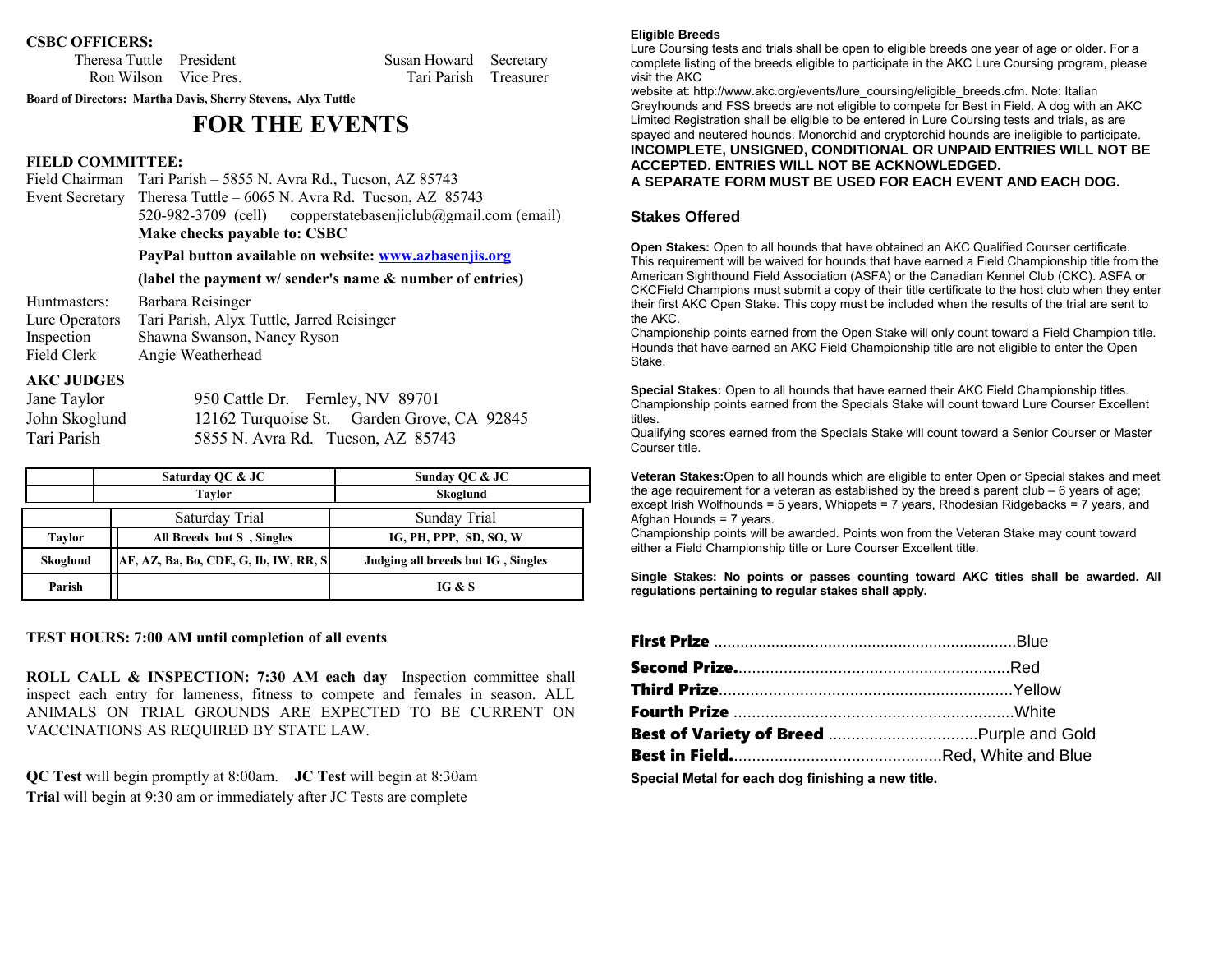**CSBC OFFICERS:**

Theresa Tuttle President — Susan Howard Secretary

Ron Wilson Vice Pres. — Tari Parish Treasurer

**Board of Directors: Martha Davis, Sherry Stevens, Alyx Tuttle**

# FOR THE EVENTS

**FIELD COMMITTEE:**

Field Chairman Tari Parish – 5855 N. Avra Rd., Tucson, AZ 85743

Event Secretary Theresa Tuttle – 6065 N. Avra Rd. Tucson, AZ 85743

520-982-3709 (cell) copperstatebasenjiclub@gmail.com (email)

**Make checks payable to: CSBC**

**PayPal button available on website: www.azbasenjis.org**

**(label the payment w/ sender's name & number of entries)**

Huntmasters: Barbara Reisinger

Lure Operators Tari Parish, Alyx Tuttle, Jarred Reisinger

Inspection Shawna Swanson, Nancy Ryson

Field Clerk Angie Weatherhead

**AKC JUDGES**

Jane Taylor 950 Cattle Dr. Fernley, NV 89701

John Skoglund 12162 Turquoise St. Garden Grove, CA 92845

Tari Parish 5855 N. Avra Rd. Tucson, AZ 85743

| | Saturday QC & JC | Sunday QC & JC |
|---|---|---|
| | Taylor | Skoglund |

| | Saturday Trial | Sunday Trial |
|---|---|---|
| Taylor | All Breeds but S , Singles | IG, PH, PPP, SD, SO, W |
| Skoglund | AF, AZ, Ba, Bo, CDE, G, Ib, IW, RR, S | Judging all breeds but IG , Singles |
| Parish | | IG & S |

**TEST HOURS: 7:00 AM until completion of all events**

**ROLL CALL & INSPECTION: 7:30 AM each day** Inspection committee shall inspect each entry for lameness, fitness to compete and females in season. ALL ANIMALS ON TRIAL GROUNDS ARE EXPECTED TO BE CURRENT ON VACCINATIONS AS REQUIRED BY STATE LAW.

**QC Test** will begin promptly at 8:00am. **JC Test** will begin at 8:30am

**Trial** will begin at 9:30 am or immediately after JC Tests are complete

**Eligible Breeds**

Lure Coursing tests and trials shall be open to eligible breeds one year of age or older. For a complete listing of the breeds eligible to participate in the AKC Lure Coursing program, please visit the AKC website at: http://www.akc.org/events/lure_coursing/eligible_breeds.cfm. Note: Italian Greyhounds and FSS breeds are not eligible to compete for Best in Field. A dog with an AKC Limited Registration shall be eligible to be entered in Lure Coursing tests and trials, as are spayed and neutered hounds. Monorchid and cryptorchid hounds are ineligible to participate.

**INCOMPLETE, UNSIGNED, CONDITIONAL OR UNPAID ENTRIES WILL NOT BE ACCEPTED. ENTRIES WILL NOT BE ACKNOWLEDGED.**

**A SEPARATE FORM MUST BE USED FOR EACH EVENT AND EACH DOG.**

## Stakes Offered

**Open Stakes:** Open to all hounds that have obtained an AKC Qualified Courser certificate. This requirement will be waived for hounds that have earned a Field Championship title from the American Sighthound Field Association (ASFA) or the Canadian Kennel Club (CKC). ASFA or CKCField Champions must submit a copy of their title certificate to the host club when they enter their first AKC Open Stake. This copy must be included when the results of the trial are sent to the AKC.

Championship points earned from the Open Stake will only count toward a Field Champion title. Hounds that have earned an AKC Field Championship title are not eligible to enter the Open Stake.

**Special Stakes:** Open to all hounds that have earned their AKC Field Championship titles. Championship points earned from the Specials Stake will count toward Lure Courser Excellent titles.

Qualifying scores earned from the Specials Stake will count toward a Senior Courser or Master Courser title.

**Veteran Stakes:** Open to all hounds which are eligible to enter Open or Special stakes and meet the age requirement for a veteran as established by the breed's parent club – 6 years of age; except Irish Wolfhounds = 5 years, Whippets = 7 years, Rhodesian Ridgebacks = 7 years, and Afghan Hounds = 7 years.

Championship points will be awarded. Points won from the Veteran Stake may count toward either a Field Championship title or Lure Courser Excellent title.

**Single Stakes: No points or passes counting toward AKC titles shall be awarded. All regulations pertaining to regular stakes shall apply.**

**First Prize** .................................................................Blue

**Second Prize.**.........................................................Red

**Third Prize**..............................................................Yellow

**Fourth Prize** ...........................................................White

**Best of Variety of Breed** ...............................Purple and Gold

**Best in Field.**............................................Red, White and Blue

**Special Metal for each dog finishing a new title.**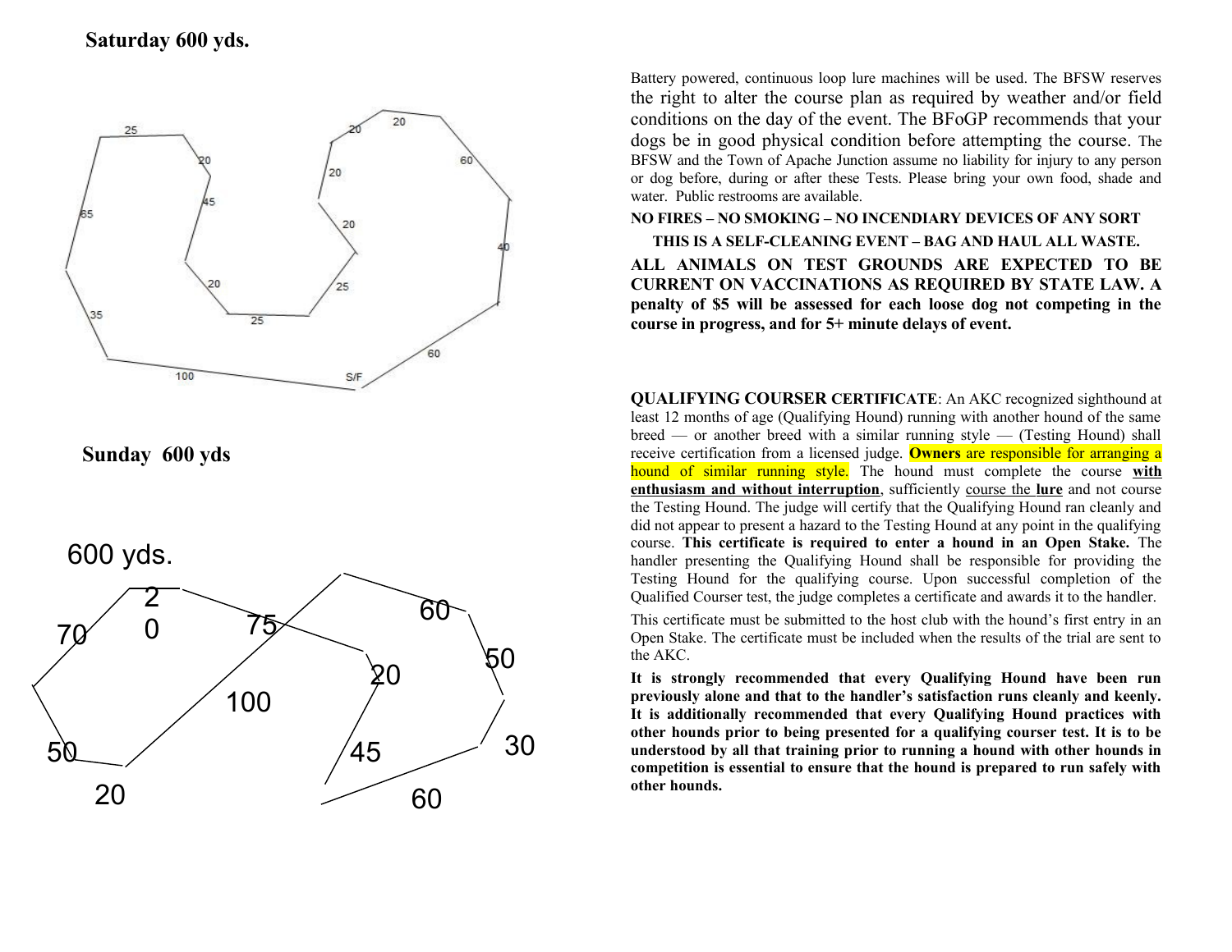**Saturday 600 yds.**

25 20 45 65 35 20 25 100 S/F 60 25 20 20 20 20 60 40 60

**Sunday 600 yds**

600 yds.

70 20 75 60 50 20 100 50 45 30 20 60

Battery powered, continuous loop lure machines will be used. The BFSW reserves the right to alter the course plan as required by weather and/or field conditions on the day of the event. The BFoGP recommends that your dogs be in good physical condition before attempting the course. The BFSW and the Town of Apache Junction assume no liability for injury to any person or dog before, during or after these Tests. Please bring your own food, shade and water. Public restrooms are available.

**NO FIRES – NO SMOKING – NO INCENDIARY DEVICES OF ANY SORT**

**THIS IS A SELF-CLEANING EVENT – BAG AND HAUL ALL WASTE.**

**ALL ANIMALS ON TEST GROUNDS ARE EXPECTED TO BE CURRENT ON VACCINATIONS AS REQUIRED BY STATE LAW. A penalty of $5 will be assessed for each loose dog not competing in the course in progress, and for 5+ minute delays of event.**

**QUALIFYING COURSER CERTIFICATE**: An AKC recognized sighthound at least 12 months of age (Qualifying Hound) running with another hound of the same breed — or another breed with a similar running style — (Testing Hound) shall receive certification from a licensed judge. **Owners** are responsible for arranging a hound of similar running style. The hound must complete the course **with enthusiasm and without interruption**, sufficiently course the **lure** and not course the Testing Hound. The judge will certify that the Qualifying Hound ran cleanly and did not appear to present a hazard to the Testing Hound at any point in the qualifying course. **This certificate is required to enter a hound in an Open Stake.** The handler presenting the Qualifying Hound shall be responsible for providing the Testing Hound for the qualifying course. Upon successful completion of the Qualified Courser test, the judge completes a certificate and awards it to the handler.

This certificate must be submitted to the host club with the hound's first entry in an Open Stake. The certificate must be included when the results of the trial are sent to the AKC.

**It is strongly recommended that every Qualifying Hound have been run previously alone and that to the handler's satisfaction runs cleanly and keenly. It is additionally recommended that every Qualifying Hound practices with other hounds prior to being presented for a qualifying courser test. It is to be understood by all that training prior to running a hound with other hounds in competition is essential to ensure that the hound is prepared to run safely with other hounds.**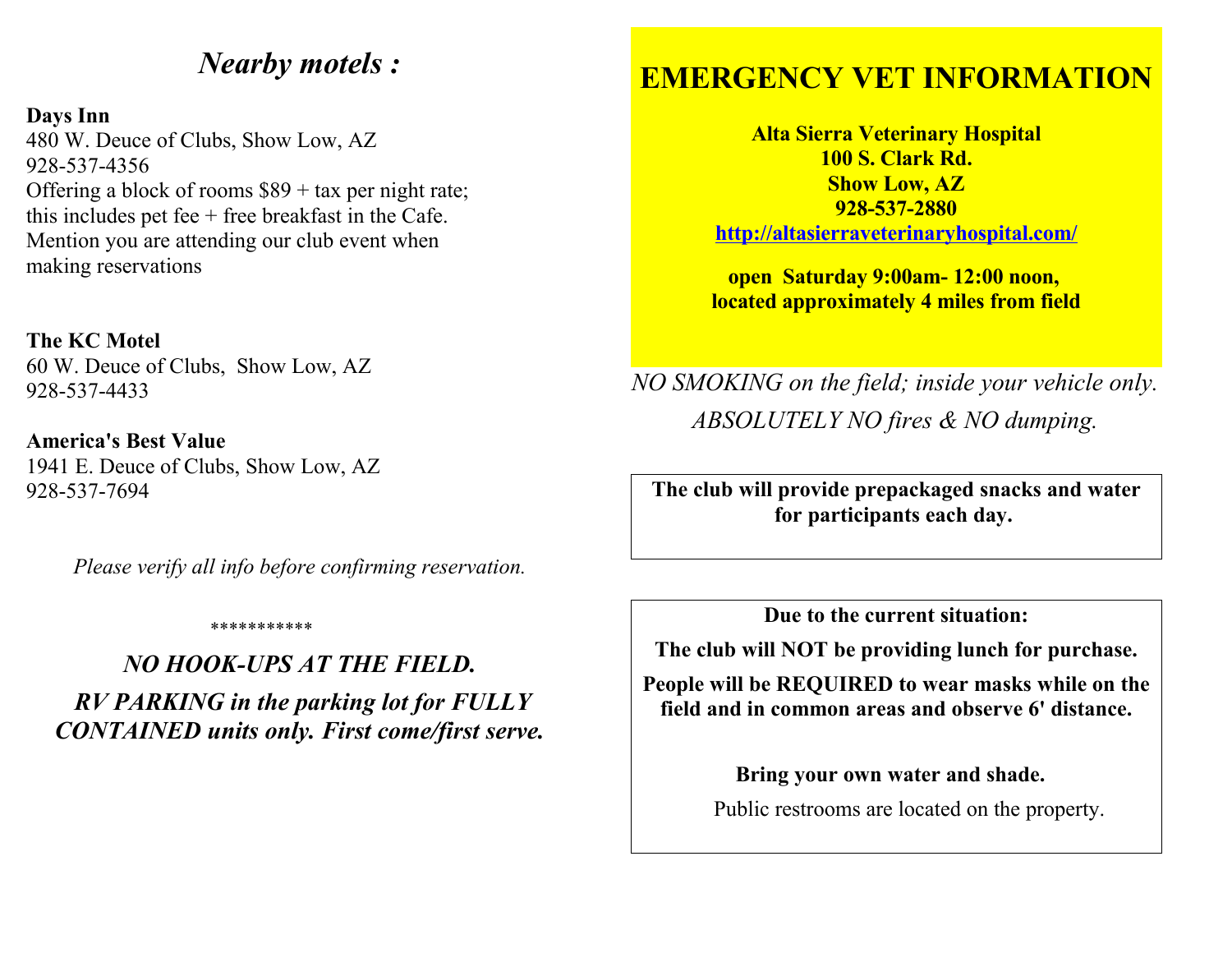## *Nearby motels :*

**Days Inn**
480 W. Deuce of Clubs, Show Low, AZ
928-537-4356
Offering a block of rooms $89 + tax per night rate; this includes pet fee + free breakfast in the Cafe. Mention you are attending our club event when making reservations

**The KC Motel**
60 W. Deuce of Clubs, Show Low, AZ
928-537-4433

**America's Best Value**
1941 E. Deuce of Clubs, Show Low, AZ
928-537-7694

*Please verify all info before confirming reservation.*

***********

***NO HOOK-UPS AT THE FIELD.***

***RV PARKING in the parking lot for FULLY CONTAINED units only. First come/first serve.***

# EMERGENCY VET INFORMATION

**Alta Sierra Veterinary Hospital**
**100 S. Clark Rd.**
**Show Low, AZ**
**928-537-2880**
**http://altasierraveterinaryhospital.com/**

**open Saturday 9:00am- 12:00 noon,**
**located approximately 4 miles from field**

*NO SMOKING on the field; inside your vehicle only.*

*ABSOLUTELY NO fires & NO dumping.*

**The club will provide prepackaged snacks and water for participants each day.**

**Due to the current situation:**

**The club will NOT be providing lunch for purchase.**

**People will be REQUIRED to wear masks while on the field and in common areas and observe 6' distance.**

**Bring your own water and shade.**

Public restrooms are located on the property.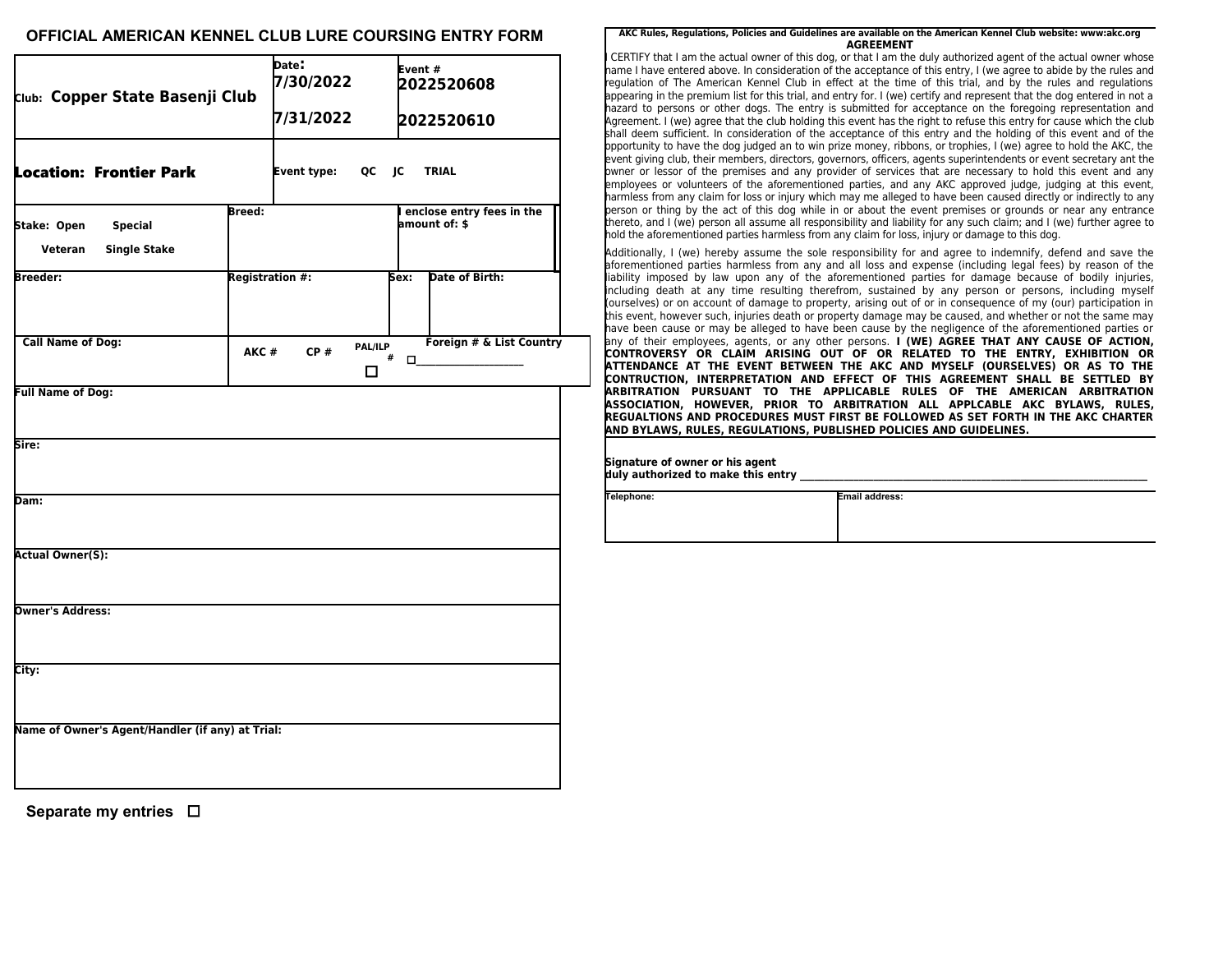# OFFICIAL AMERICAN KENNEL CLUB LURE COURSING ENTRY FORM

| **Club: Copper State Basenji Club** | **Date:** 7/30/2022 <br> 7/31/2022 | **Event #** 2022520608 <br> 2022520610 |
|---|---|---|
| **Location: Frontier Park** | **Event type:** QC JC TRIAL | |

| **Stake:** Open Special Veteran Single Stake | **Breed:** | **I enclose entry fees in the amount of: $** |
|---|---|---|

| **Breeder:** | **Registration #:** | **Sex:** | **Date of Birth:** |
|---|---|---|---|
| | | | |

| **Call Name of Dog:** | AKC # CP # PAL/ILP # ☐ | **Foreign # & List Country** ☐____________ |
|---|---|---|

**Full Name of Dog:**

**Sire:**

**Dam:**

**Actual Owner(S):**

**Owner's Address:**

**City:**

**Name of Owner's Agent/Handler (if any) at Trial:**

**Separate my entries** ☐

**AKC Rules, Regulations, Policies and Guidelines are available on the American Kennel Club website: www:akc.org**

**AGREEMENT**

I CERTIFY that I am the actual owner of this dog, or that I am the duly authorized agent of the actual owner whose name I have entered above. In consideration of the acceptance of this entry, I (we agree to abide by the rules and regulation of The American Kennel Club in effect at the time of this trial, and by the rules and regulations appearing in the premium list for this trial, and entry for. I (we) certify and represent that the dog entered in not a hazard to persons or other dogs. The entry is submitted for acceptance on the foregoing representation and Agreement. I (we) agree that the club holding this event has the right to refuse this entry for cause which the club shall deem sufficient. In consideration of the acceptance of this entry and the holding of this event and of the opportunity to have the dog judged an to win prize money, ribbons, or trophies, I (we) agree to hold the AKC, the event giving club, their members, directors, governors, officers, agents superintendents or event secretary ant the owner or lessor of the premises and any provider of services that are necessary to hold this event and any employees or volunteers of the aforementioned parties, and any AKC approved judge, judging at this event, harmless from any claim for loss or injury which may me alleged to have been caused directly or indirectly to any person or thing by the act of this dog while in or about the event premises or grounds or near any entrance thereto, and I (we) person all assume all responsibility and liability for any such claim; and I (we) further agree to hold the aforementioned parties harmless from any claim for loss, injury or damage to this dog.

Additionally, I (we) hereby assume the sole responsibility for and agree to indemnify, defend and save the aforementioned parties harmless from any and all loss and expense (including legal fees) by reason of the liability imposed by law upon any of the aforementioned parties for damage because of bodily injuries, including death at any time resulting therefrom, sustained by any person or persons, including myself (ourselves) or on account of damage to property, arising out of or in consequence of my (our) participation in this event, however such, injuries death or property damage may be caused, and whether or not the same may have been cause or may be alleged to have been cause by the negligence of the aforementioned parties or any of their employees, agents, or any other persons. **I (WE) AGREE THAT ANY CAUSE OF ACTION, CONTROVERSY OR CLAIM ARISING OUT OF OR RELATED TO THE ENTRY, EXHIBITION OR ATTENDANCE AT THE EVENT BETWEEN THE AKC AND MYSELF (OURSELVES) OR AS TO THE CONTRUCTION, INTERPRETATION AND EFFECT OF THIS AGREEMENT SHALL BE SETTLED BY ARBITRATION PURSUANT TO THE APPLICABLE RULES OF THE AMERICAN ARBITRATION ASSOCIATION, HOWEVER, PRIOR TO ARBITRATION ALL APPLCABLE AKC BYLAWS, RULES, REGUALTIONS AND PROCEDURES MUST FIRST BE FOLLOWED AS SET FORTH IN THE AKC CHARTER AND BYLAWS, RULES, REGULATIONS, PUBLISHED POLICIES AND GUIDELINES.**

**Signature of owner or his agent duly authorized to make this entry** ________________________________

| **Telephone:** | **Email address:** |
|---|---|
| | |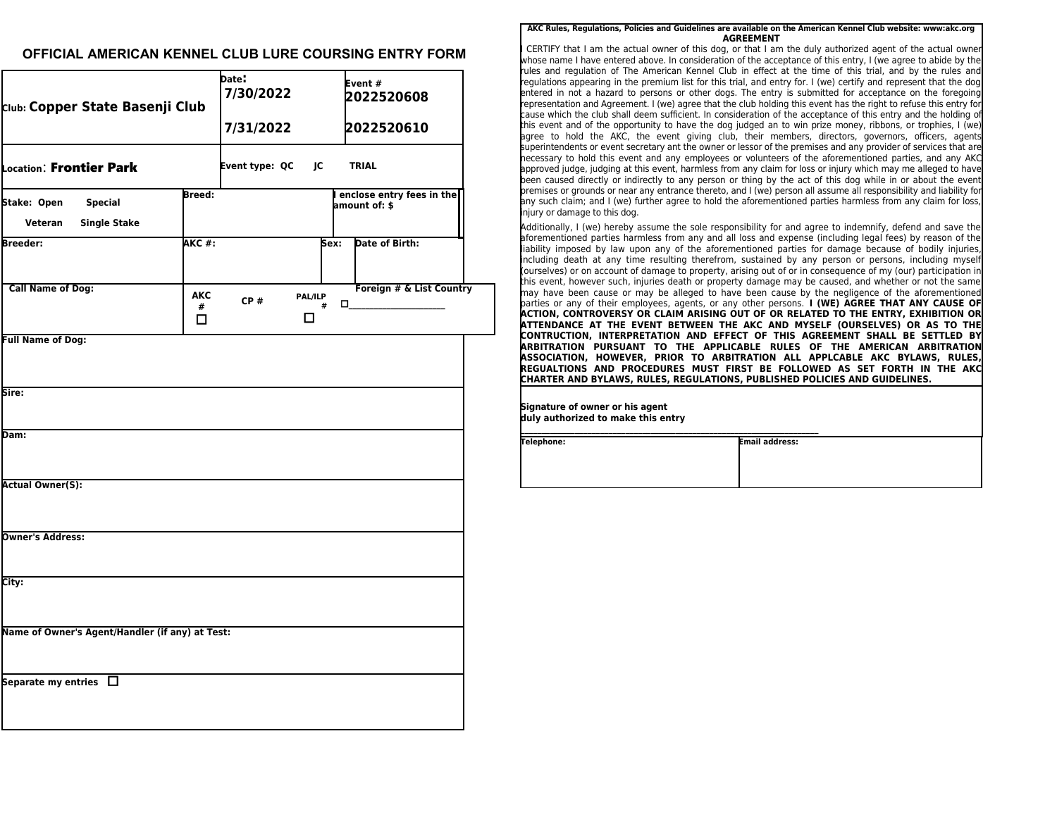# OFFICIAL AMERICAN KENNEL CLUB LURE COURSING ENTRY FORM

| Club: **Copper State Basenji Club** | Date: 7/30/2022 | Event # 2022520608 |
|---|---|---|
| | 7/31/2022 | 2022520610 |
| Location: **Frontier Park** | Event type: QC JC TRIAL | |

| Stake: Open Special Veteran Single Stake | Breed: | I enclose entry fees in the amount of: $ |
|---|---|---|

| Breeder: | AKC #: | Sex: | Date of Birth: |
|---|---|---|---|

| Call Name of Dog: | AKC # ☐ | CP # | PAL/ILP # ☐ | Foreign # & List Country ☐\_\_\_\_\_\_\_\_\_\_\_\_\_\_\_\_\_\_\_\_\_\_ |
|---|---|---|---|---|

**Full Name of Dog:**

**Sire:**

**Dam:**

**Actual Owner(S):**

**Owner's Address:**

**City:**

**Name of Owner's Agent/Handler (if any) at Test:**

**Separate my entries** ☐

---

**AKC Rules, Regulations, Policies and Guidelines are available on the American Kennel Club website: www:akc.org**

**AGREEMENT**

I CERTIFY that I am the actual owner of this dog, or that I am the duly authorized agent of the actual owner whose name I have entered above. In consideration of the acceptance of this entry, I (we agree to abide by the rules and regulation of The American Kennel Club in effect at the time of this trial, and by the rules and regulations appearing in the premium list for this trial, and entry for. I (we) certify and represent that the dog entered in not a hazard to persons or other dogs. The entry is submitted for acceptance on the foregoing representation and Agreement. I (we) agree that the club holding this event has the right to refuse this entry for cause which the club shall deem sufficient. In consideration of the acceptance of this entry and the holding of this event and of the opportunity to have the dog judged an to win prize money, ribbons, or trophies, I (we) agree to hold the AKC, the event giving club, their members, directors, governors, officers, agents superintendents or event secretary ant the owner or lessor of the premises and any provider of services that are necessary to hold this event and any employees or volunteers of the aforementioned parties, and any AKC approved judge, judging at this event, harmless from any claim for loss or injury which may me alleged to have been caused directly or indirectly to any person or thing by the act of this dog while in or about the event premises or grounds or near any entrance thereto, and I (we) person all assume all responsibility and liability for any such claim; and I (we) further agree to hold the aforementioned parties harmless from any claim for loss, injury or damage to this dog.

Additionally, I (we) hereby assume the sole responsibility for and agree to indemnify, defend and save the aforementioned parties harmless from any and all loss and expense (including legal fees) by reason of the liability imposed by law upon any of the aforementioned parties for damage because of bodily injuries, including death at any time resulting therefrom, sustained by any person or persons, including myself (ourselves) or on account of damage to property, arising out of or in consequence of my (our) participation in this event, however such, injuries death or property damage may be caused, and whether or not the same may have been cause or may be alleged to have been cause by the negligence of the aforementioned parties or any of their employees, agents, or any other persons. **I (WE) AGREE THAT ANY CAUSE OF ACTION, CONTROVERSY OR CLAIM ARISING OUT OF OR RELATED TO THE ENTRY, EXHIBITION OR ATTENDANCE AT THE EVENT BETWEEN THE AKC AND MYSELF (OURSELVES) OR AS TO THE CONTRUCTION, INTERPRETATION AND EFFECT OF THIS AGREEMENT SHALL BE SETTLED BY ARBITRATION PURSUANT TO THE APPLICABLE RULES OF THE AMERICAN ARBITRATION ASSOCIATION, HOWEVER, PRIOR TO ARBITRATION ALL APPLCABLE AKC BYLAWS, RULES, REGUALTIONS AND PROCEDURES MUST FIRST BE FOLLOWED AS SET FORTH IN THE AKC CHARTER AND BYLAWS, RULES, REGULATIONS, PUBLISHED POLICIES AND GUIDELINES.**

**Signature of owner or his agent duly authorized to make this entry**

\_\_\_\_\_\_\_\_\_\_\_\_\_\_\_\_\_\_\_\_\_\_\_\_\_\_\_\_\_\_\_\_\_\_\_\_\_\_\_\_\_\_\_\_\_\_\_\_\_\_\_\_\_\_\_\_\_\_

| Telephone: | Email address: |
|---|---|
| | |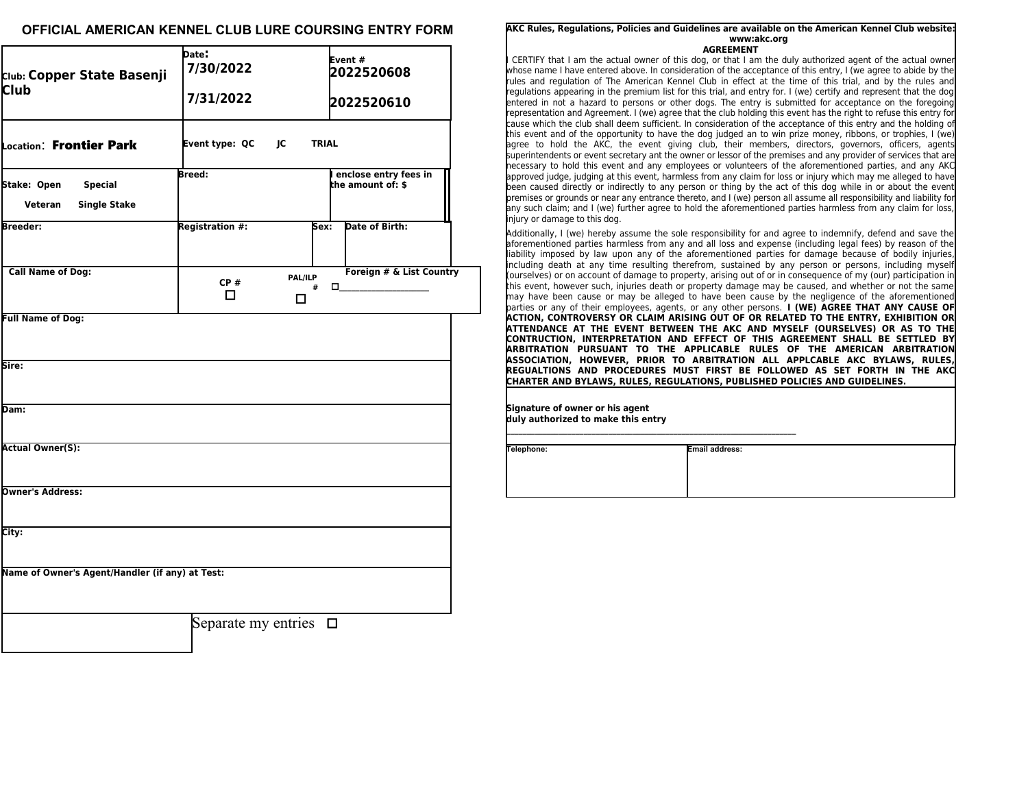# OFFICIAL AMERICAN KENNEL CLUB LURE COURSING ENTRY FORM

| | | |
|---|---|---|
| Club: **Copper State Basenji Club** | Date: **7/30/2022** **7/31/2022** | Event # **2022520608** **2022520610** |
| Location: **Frontier Park** | Event type: QC JC TRIAL | |
| Stake: Open Special Veteran Single Stake | Breed: | I enclose entry fees in the amount of: $ |
| Breeder: | Registration #: Sex: | Date of Birth: |
| Call Name of Dog: | CP # ☐ PAL/ILP # ☐ | Foreign # & List Country ☐____________________ |
| Full Name of Dog: | | |
| Sire: | | |
| Dam: | | |
| Actual Owner(S): | | |
| Owner's Address: | | |
| City: | | |
| Name of Owner's Agent/Handler (if any) at Test: | | |
| | Separate my entries ☐ | |

**AKC Rules, Regulations, Policies and Guidelines are available on the American Kennel Club website: www:akc.org**

**AGREEMENT**

I CERTIFY that I am the actual owner of this dog, or that I am the duly authorized agent of the actual owner whose name I have entered above. In consideration of the acceptance of this entry, I (we agree to abide by the rules and regulation of The American Kennel Club in effect at the time of this trial, and by the rules and regulations appearing in the premium list for this trial, and entry for. I (we) certify and represent that the dog entered in not a hazard to persons or other dogs. The entry is submitted for acceptance on the foregoing representation and Agreement. I (we) agree that the club holding this event has the right to refuse this entry for cause which the club shall deem sufficient. In consideration of the acceptance of this entry and the holding of this event and of the opportunity to have the dog judged an to win prize money, ribbons, or trophies, I (we) agree to hold the AKC, the event giving club, their members, directors, governors, officers, agents superintendents or event secretary ant the owner or lessor of the premises and any provider of services that are necessary to hold this event and any employees or volunteers of the aforementioned parties, and any AKC approved judge, judging at this event, harmless from any claim for loss or injury which may me alleged to have been caused directly or indirectly to any person or thing by the act of this dog while in or about the event premises or grounds or near any entrance thereto, and I (we) person all assume all responsibility and liability for any such claim; and I (we) further agree to hold the aforementioned parties harmless from any claim for loss, injury or damage to this dog.

Additionally, I (we) hereby assume the sole responsibility for and agree to indemnify, defend and save the aforementioned parties harmless from any and all loss and expense (including legal fees) by reason of the liability imposed by law upon any of the aforementioned parties for damage because of bodily injuries, including death at any time resulting therefrom, sustained by any person or persons, including myself (ourselves) or on account of damage to property, arising out of or in consequence of my (our) participation in this event, however such, injuries death or property damage may be caused, and whether or not the same may have been cause or may be alleged to have been cause by the negligence of the aforementioned parties or any of their employees, agents, or any other persons. **I (WE) AGREE THAT ANY CAUSE OF ACTION, CONTROVERSY OR CLAIM ARISING OUT OF OR RELATED TO THE ENTRY, EXHIBITION OR ATTENDANCE AT THE EVENT BETWEEN THE AKC AND MYSELF (OURSELVES) OR AS TO THE CONTRUCTION, INTERPRETATION AND EFFECT OF THIS AGREEMENT SHALL BE SETTLED BY ARBITRATION PURSUANT TO THE APPLICABLE RULES OF THE AMERICAN ARBITRATION ASSOCIATION, HOWEVER, PRIOR TO ARBITRATION ALL APPLCABLE AKC BYLAWS, RULES, REGUALTIONS AND PROCEDURES MUST FIRST BE FOLLOWED AS SET FORTH IN THE AKC CHARTER AND BYLAWS, RULES, REGULATIONS, PUBLISHED POLICIES AND GUIDELINES.**

**Signature of owner or his agent duly authorized to make this entry**

______________________________________________________________

| Telephone: | Email address: |
|---|---|
| | |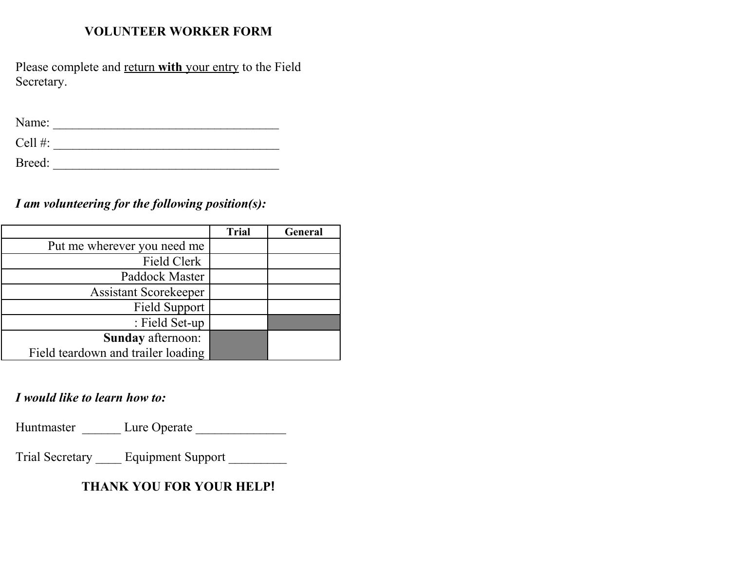# VOLUNTEER WORKER FORM

Please complete and return **with** your entry to the Field Secretary.

Name: ___________________________________

Cell #: ___________________________________

Breed: ___________________________________

***I am volunteering for the following position(s):***

| | Trial | General |
|---|---|---|
| Put me wherever you need me | | |
| Field Clerk | | |
| Paddock Master | | |
| Assistant Scorekeeper | | |
| Field Support | | |
| : Field Set-up | | |
| **Sunday** afternoon: Field teardown and trailer loading | | |

***I would like to learn how to:***

Huntmaster ______ Lure Operate ______________

Trial Secretary ____ Equipment Support _________

**THANK YOU FOR YOUR HELP!**